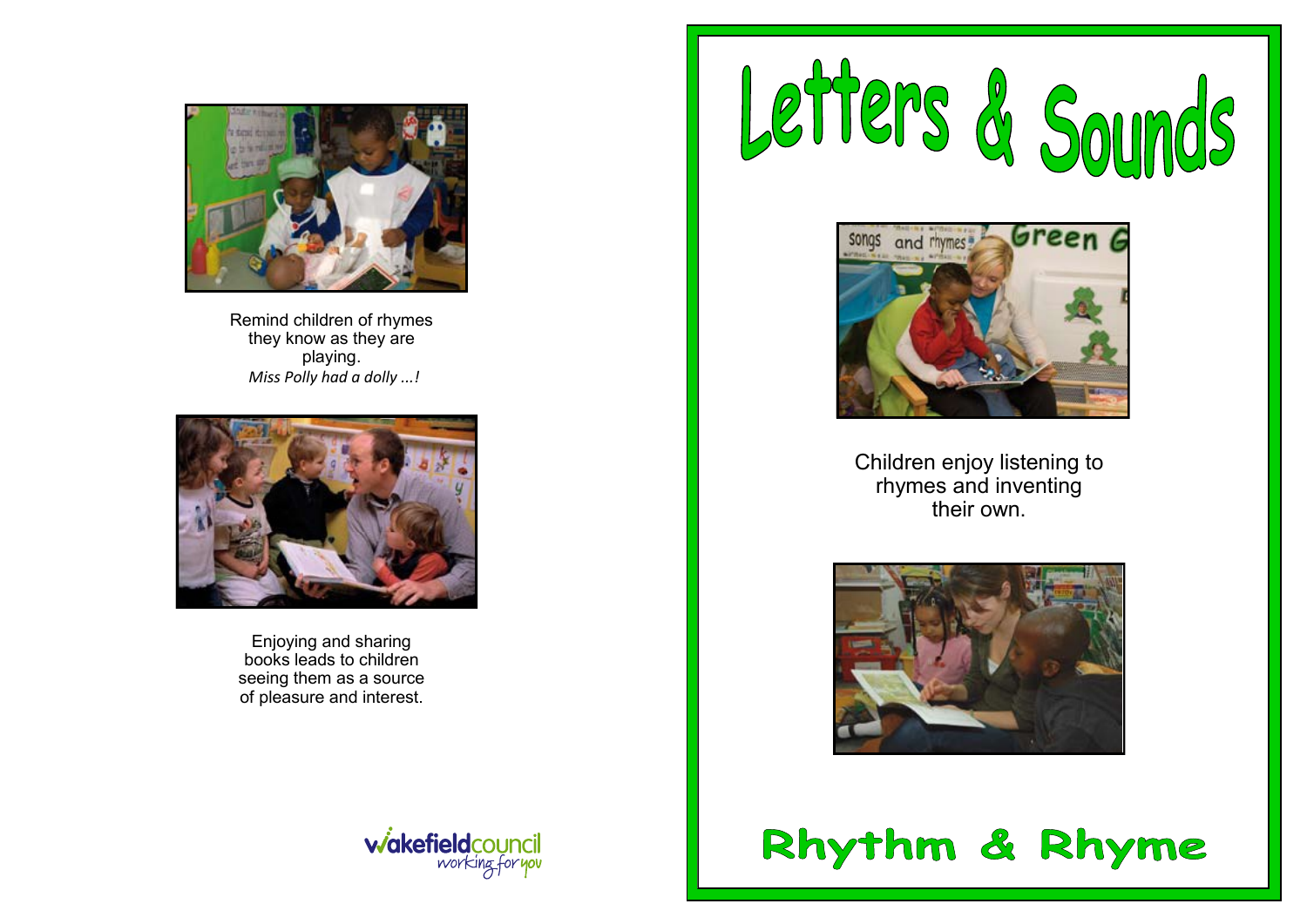Remind children of rhymes they know as they are playing.
*Miss Polly had a dolly ...!*

Enjoying and sharing books leads to children seeing them as a source of pleasure and interest.

wakefieldcouncil working for you

# Letters & Sounds

Children enjoy listening to rhymes and inventing their own.

## Rhythm & Rhyme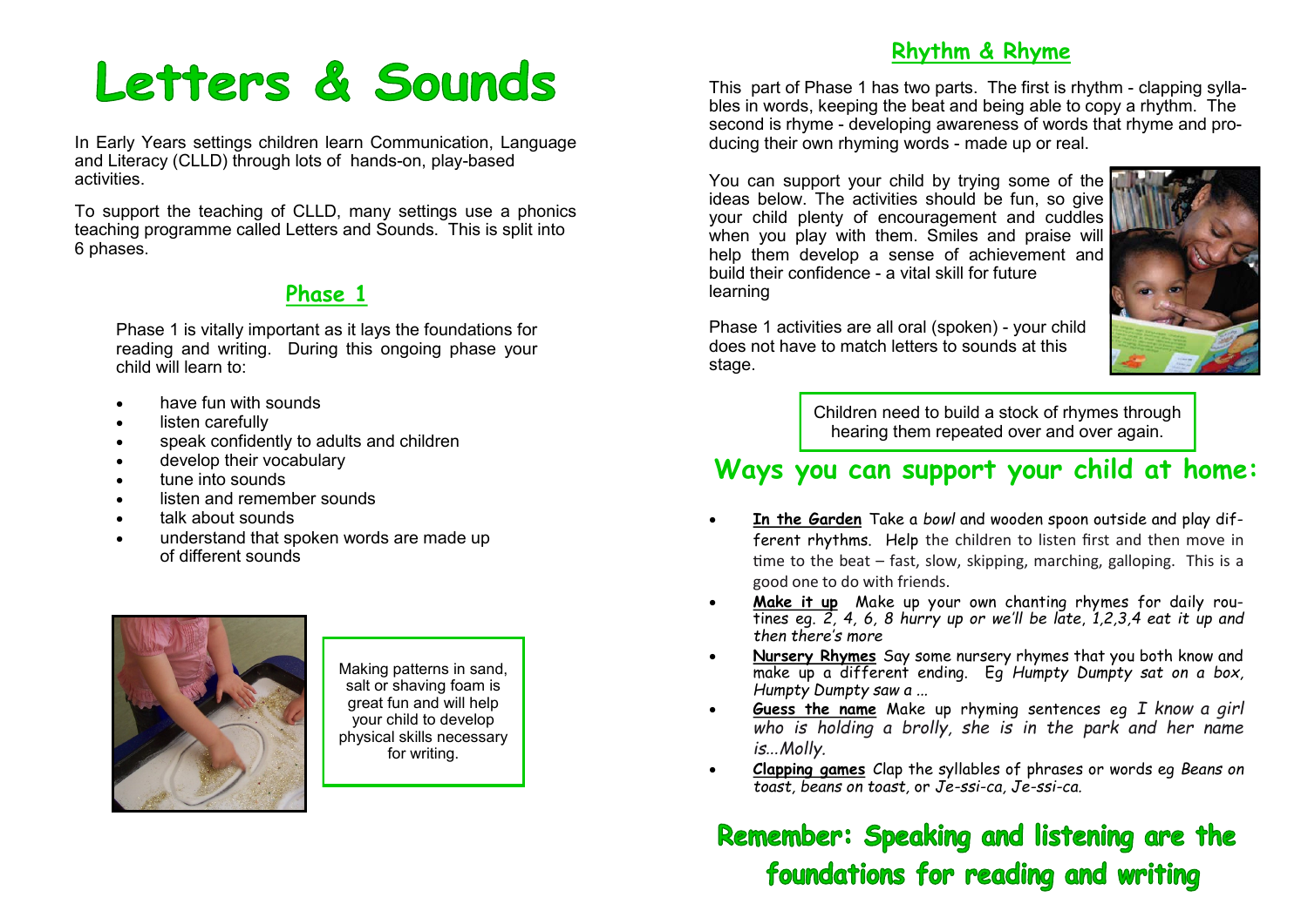# Letters & Sounds

In Early Years settings children learn Communication, Language and Literacy (CLLD) through lots of hands-on, play-based activities.

To support the teaching of CLLD, many settings use a phonics teaching programme called Letters and Sounds. This is split into 6 phases.

## Phase 1

Phase 1 is vitally important as it lays the foundations for reading and writing. During this ongoing phase your child will learn to:

- have fun with sounds
- listen carefully
- speak confidently to adults and children
- develop their vocabulary
- tune into sounds
- listen and remember sounds
- talk about sounds
- understand that spoken words are made up of different sounds

Making patterns in sand, salt or shaving foam is great fun and will help your child to develop physical skills necessary for writing.

## Rhythm & Rhyme

This part of Phase 1 has two parts. The first is rhythm - clapping syllables in words, keeping the beat and being able to copy a rhythm. The second is rhyme - developing awareness of words that rhyme and producing their own rhyming words - made up or real.

You can support your child by trying some of the ideas below. The activities should be fun, so give your child plenty of encouragement and cuddles when you play with them. Smiles and praise will help them develop a sense of achievement and build their confidence - a vital skill for future learning

Phase 1 activities are all oral (spoken) - your child does not have to match letters to sounds at this stage.

Children need to build a stock of rhymes through hearing them repeated over and over again.

## Ways you can support your child at home:

- **In the Garden** Take a *bowl* and wooden spoon outside and play different rhythms. Help the children to listen first and then move in time to the beat – fast, slow, skipping, marching, galloping. This is a good one to do with friends.
- **Make it up** Make up your own chanting rhymes for daily routines eg. *2, 4, 6, 8 hurry up or we'll be late*, *1,2,3,4 eat it up and then there's more*
- **Nursery Rhymes** Say some nursery rhymes that you both know and make up a different ending. Eg *Humpty Dumpty sat on a box, Humpty Dumpty saw a ...*
- **Guess the name** Make up rhyming sentences eg *I know a girl who is holding a brolly, she is in the park and her name is...Molly.*
- **Clapping games** Clap the syllables of phrases or words eg *Beans on toast, beans on toast*, or *Je-ssi-ca, Je-ssi-ca.*

**Remember: Speaking and listening are the foundations for reading and writing**